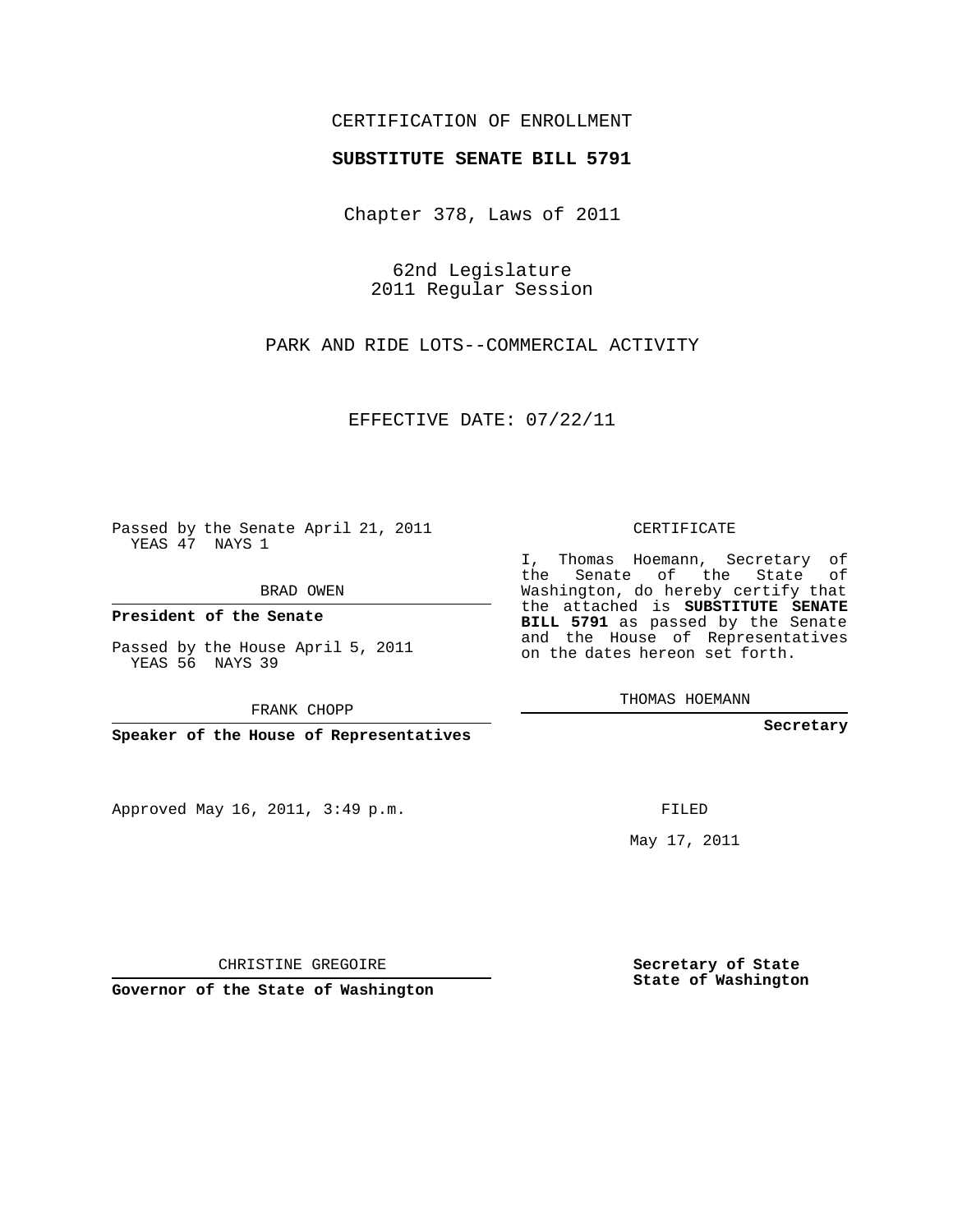CERTIFICATION OF ENROLLMENT

**SUBSTITUTE SENATE BILL 5791**

Chapter 378, Laws of 2011

62nd Legislature
2011 Regular Session

PARK AND RIDE LOTS--COMMERCIAL ACTIVITY

EFFECTIVE DATE: 07/22/11

Passed by the Senate April 21, 2011
YEAS 47 NAYS 1

BRAD OWEN

**President of the Senate**

Passed by the House April 5, 2011
YEAS 56 NAYS 39

FRANK CHOPP

**Speaker of the House of Representatives**

Approved May 16, 2011, 3:49 p.m.

CHRISTINE GREGOIRE

**Governor of the State of Washington**

CERTIFICATE

I, Thomas Hoemann, Secretary of the Senate of the State of Washington, do hereby certify that the attached is **SUBSTITUTE SENATE BILL 5791** as passed by the Senate and the House of Representatives on the dates hereon set forth.

THOMAS HOEMANN

**Secretary**

FILED

May 17, 2011

**Secretary of State**
**State of Washington**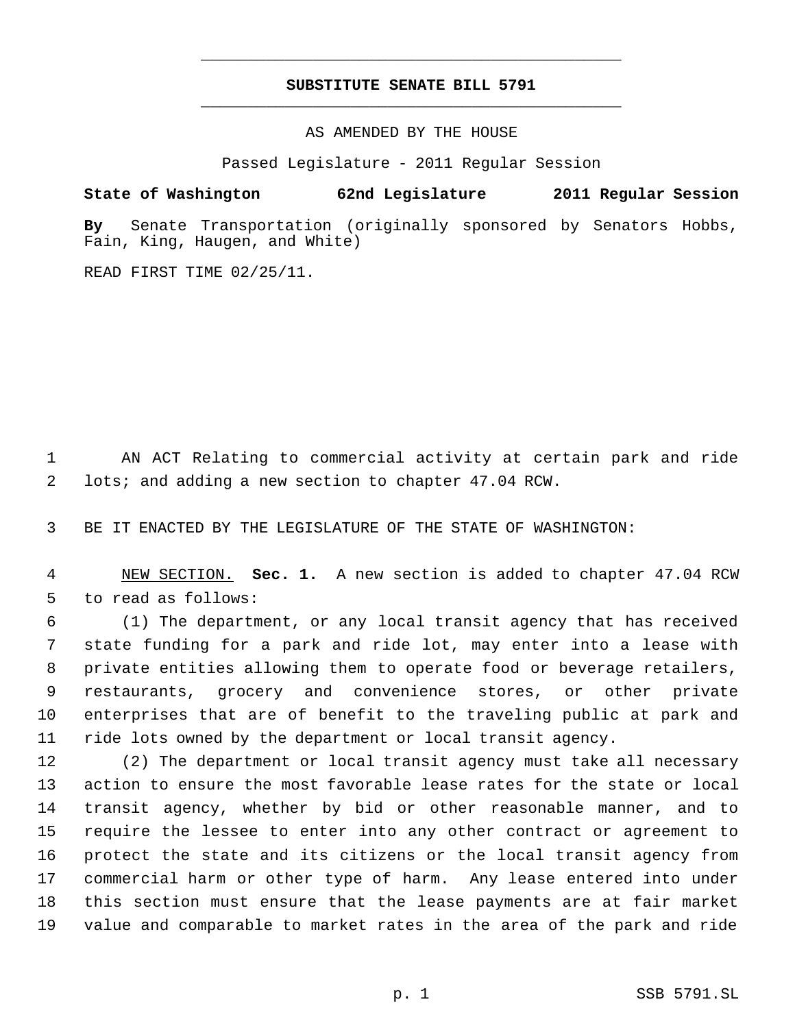**SUBSTITUTE SENATE BILL 5791**

AS AMENDED BY THE HOUSE

Passed Legislature - 2011 Regular Session

**State of Washington 62nd Legislature 2011 Regular Session**

**By** Senate Transportation (originally sponsored by Senators Hobbs, Fain, King, Haugen, and White)

READ FIRST TIME 02/25/11.

AN ACT Relating to commercial activity at certain park and ride lots; and adding a new section to chapter 47.04 RCW.

BE IT ENACTED BY THE LEGISLATURE OF THE STATE OF WASHINGTON:

NEW SECTION. **Sec. 1.** A new section is added to chapter 47.04 RCW to read as follows:

(1) The department, or any local transit agency that has received state funding for a park and ride lot, may enter into a lease with private entities allowing them to operate food or beverage retailers, restaurants, grocery and convenience stores, or other private enterprises that are of benefit to the traveling public at park and ride lots owned by the department or local transit agency.

(2) The department or local transit agency must take all necessary action to ensure the most favorable lease rates for the state or local transit agency, whether by bid or other reasonable manner, and to require the lessee to enter into any other contract or agreement to protect the state and its citizens or the local transit agency from commercial harm or other type of harm. Any lease entered into under this section must ensure that the lease payments are at fair market value and comparable to market rates in the area of the park and ride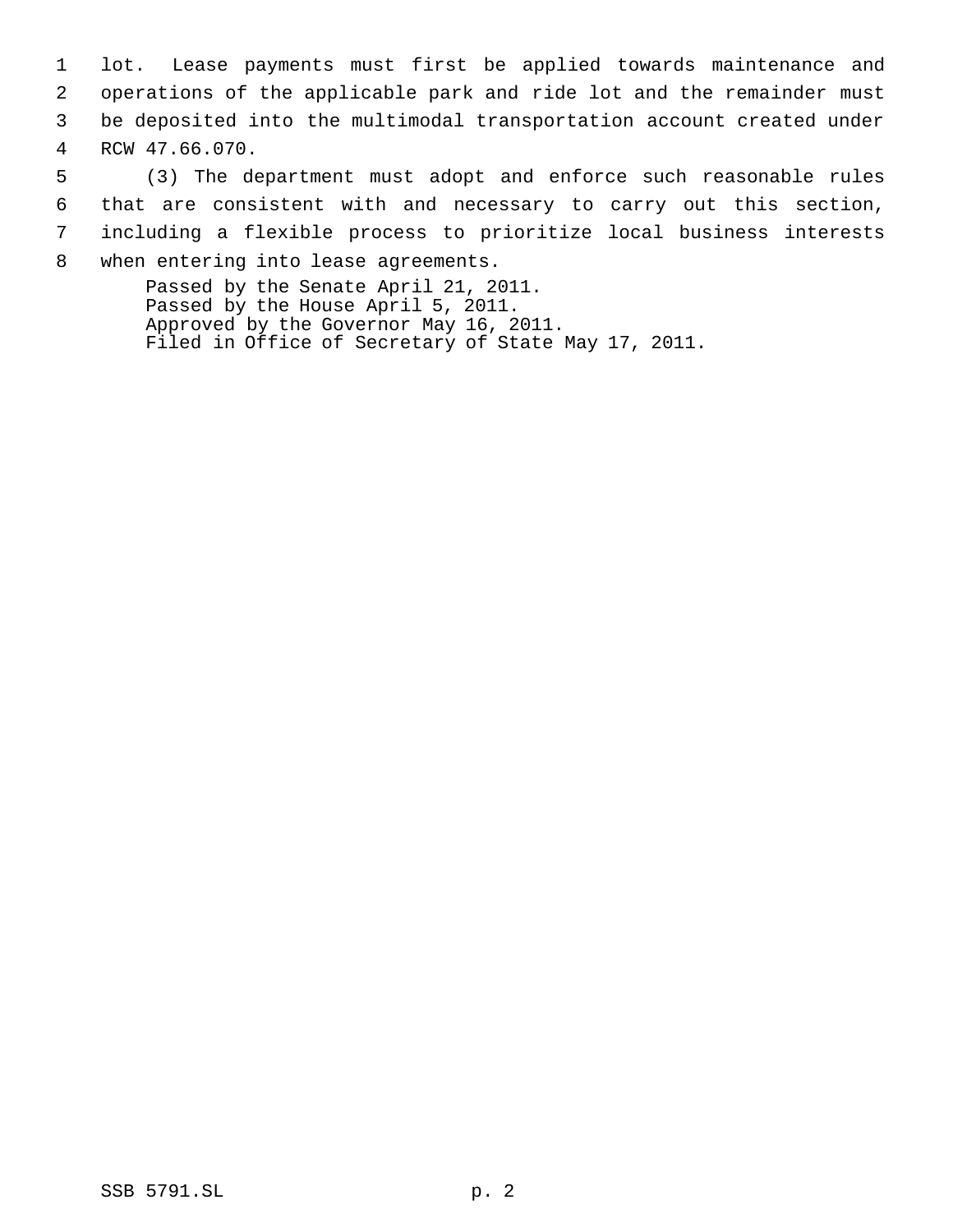lot. Lease payments must first be applied towards maintenance and operations of the applicable park and ride lot and the remainder must be deposited into the multimodal transportation account created under RCW 47.66.070.

(3) The department must adopt and enforce such reasonable rules that are consistent with and necessary to carry out this section, including a flexible process to prioritize local business interests when entering into lease agreements.

Passed by the Senate April 21, 2011.
Passed by the House April 5, 2011.
Approved by the Governor May 16, 2011.
Filed in Office of Secretary of State May 17, 2011.